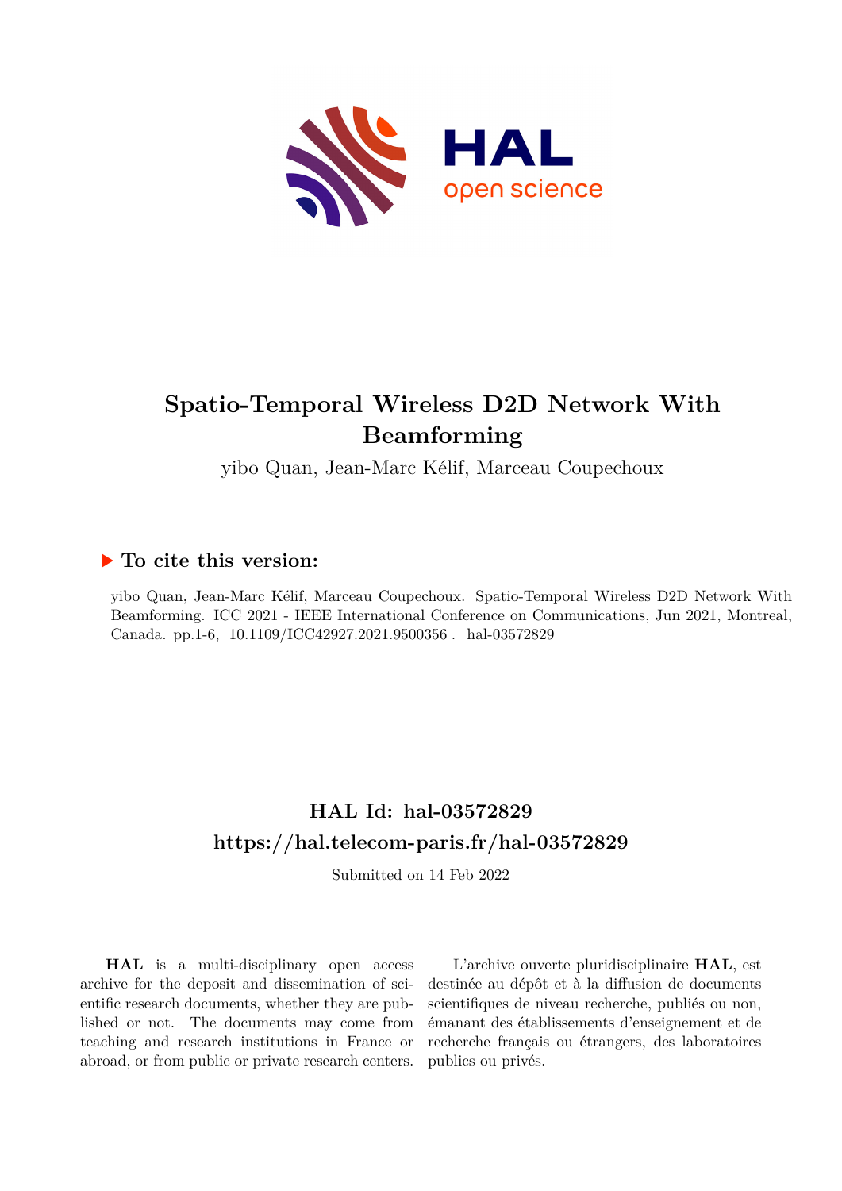# Spatio-Temporal Wireless D2D Network With Beamforming

yibo Quan, Jean-Marc Kélif, Marceau Coupechoux

## ▶ To cite this version:

yibo Quan, Jean-Marc Kélif, Marceau Coupechoux. Spatio-Temporal Wireless D2D Network With Beamforming. ICC 2021 - IEEE International Conference on Communications, Jun 2021, Montreal, Canada. pp.1-6, 10.1109/ICC42927.2021.9500356 . hal-03572829

## HAL Id: hal-03572829

## https://hal.telecom-paris.fr/hal-03572829

Submitted on 14 Feb 2022

**HAL** is a multi-disciplinary open access archive for the deposit and dissemination of scientific research documents, whether they are published or not. The documents may come from teaching and research institutions in France or abroad, or from public or private research centers.

L'archive ouverte pluridisciplinaire **HAL**, est destinée au dépôt et à la diffusion de documents scientifiques de niveau recherche, publiés ou non, émanant des établissements d'enseignement et de recherche français ou étrangers, des laboratoires publics ou privés.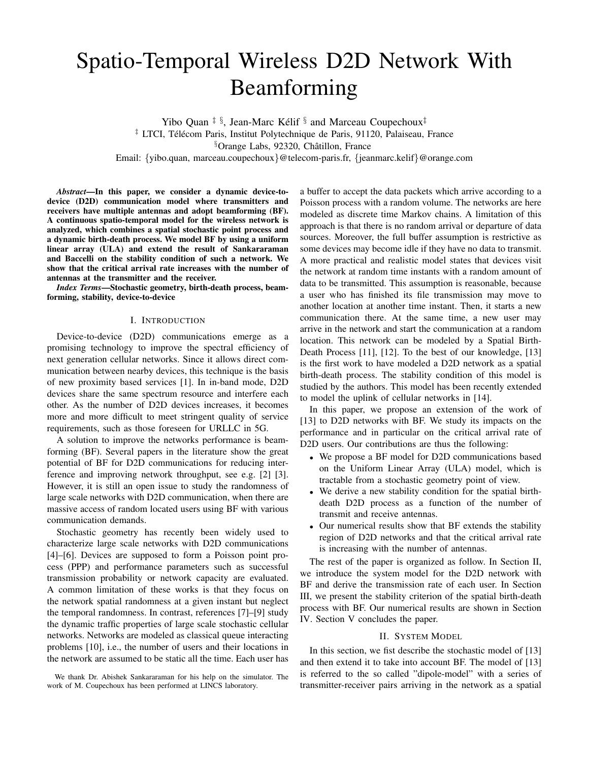# Spatio-Temporal Wireless D2D Network With Beamforming

Yibo Quan ‡ §, Jean-Marc Kélif § and Marceau Coupechoux‡

‡ LTCI, Télécom Paris, Institut Polytechnique de Paris, 91120, Palaiseau, France

§Orange Labs, 92320, Châtillon, France

Email: {yibo.quan, marceau.coupechoux}@telecom-paris.fr, {jeanmarc.kelif}@orange.com

***Abstract*—In this paper, we consider a dynamic device-to-device (D2D) communication model where transmitters and receivers have multiple antennas and adopt beamforming (BF). A continuous spatio-temporal model for the wireless network is analyzed, which combines a spatial stochastic point process and a dynamic birth-death process. We model BF by using a uniform linear array (ULA) and extend the result of Sankararaman and Baccelli on the stability condition of such a network. We show that the critical arrival rate increases with the number of antennas at the transmitter and the receiver.**

***Index Terms*—Stochastic geometry, birth-death process, beamforming, stability, device-to-device**

## I. Introduction

Device-to-device (D2D) communications emerge as a promising technology to improve the spectral efficiency of next generation cellular networks. Since it allows direct communication between nearby devices, this technique is the basis of new proximity based services [1]. In in-band mode, D2D devices share the same spectrum resource and interfere each other. As the number of D2D devices increases, it becomes more and more difficult to meet stringent quality of service requirements, such as those foreseen for URLLC in 5G.

A solution to improve the networks performance is beamforming (BF). Several papers in the literature show the great potential of BF for D2D communications for reducing interference and improving network throughput, see e.g. [2] [3]. However, it is still an open issue to study the randomness of large scale networks with D2D communication, when there are massive access of random located users using BF with various communication demands.

Stochastic geometry has recently been widely used to characterize large scale networks with D2D communications [4]–[6]. Devices are supposed to form a Poisson point process (PPP) and performance parameters such as successful transmission probability or network capacity are evaluated. A common limitation of these works is that they focus on the network spatial randomness at a given instant but neglect the temporal randomness. In contrast, references [7]–[9] study the dynamic traffic properties of large scale stochastic cellular networks. Networks are modeled as classical queue interacting problems [10], i.e., the number of users and their locations in the network are assumed to be static all the time. Each user has a buffer to accept the data packets which arrive according to a Poisson process with a random volume. The networks are here modeled as discrete time Markov chains. A limitation of this approach is that there is no random arrival or departure of data sources. Moreover, the full buffer assumption is restrictive as some devices may become idle if they have no data to transmit. A more practical and realistic model states that devices visit the network at random time instants with a random amount of data to be transmitted. This assumption is reasonable, because a user who has finished its file transmission may move to another location at another time instant. Then, it starts a new communication there. At the same time, a new user may arrive in the network and start the communication at a random location. This network can be modeled by a Spatial Birth-Death Process [11], [12]. To the best of our knowledge, [13] is the first work to have modeled a D2D network as a spatial birth-death process. The stability condition of this model is studied by the authors. This model has been recently extended to model the uplink of cellular networks in [14].

In this paper, we propose an extension of the work of [13] to D2D networks with BF. We study its impacts on the performance and in particular on the critical arrival rate of D2D users. Our contributions are thus the following:

- We propose a BF model for D2D communications based on the Uniform Linear Array (ULA) model, which is tractable from a stochastic geometry point of view.
- We derive a new stability condition for the spatial birth-death D2D process as a function of the number of transmit and receive antennas.
- Our numerical results show that BF extends the stability region of D2D networks and that the critical arrival rate is increasing with the number of antennas.

The rest of the paper is organized as follow. In Section II, we introduce the system model for the D2D network with BF and derive the transmission rate of each user. In Section III, we present the stability criterion of the spatial birth-death process with BF. Our numerical results are shown in Section IV. Section V concludes the paper.

## II. System Model

In this section, we fist describe the stochastic model of [13] and then extend it to take into account BF. The model of [13] is referred to the so called "dipole-model" with a series of transmitter-receiver pairs arriving in the network as a spatial

We thank Dr. Abishek Sankararaman for his help on the simulator. The work of M. Coupechoux has been performed at LINCS laboratory.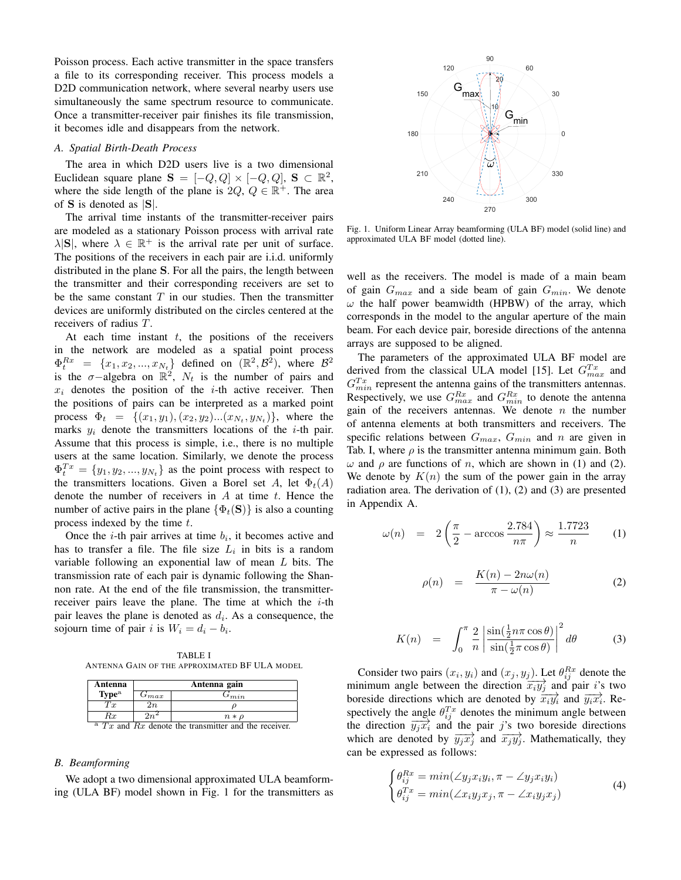Poisson process. Each active transmitter in the space transfers a file to its corresponding receiver. This process models a D2D communication network, where several nearby users use simultaneously the same spectrum resource to communicate. Once a transmitter-receiver pair finishes its file transmission, it becomes idle and disappears from the network.

### *A. Spatial Birth-Death Process*

The area in which D2D users live is a two dimensional Euclidean square plane $\mathbf{S} = [-Q, Q] \times [-Q, Q]$, $\mathbf{S} \subset \mathbb{R}^2$, where the side length of the plane is $2Q$, $Q \in \mathbb{R}^+$. The area of $\mathbf{S}$ is denoted as $|\mathbf{S}|$.

The arrival time instants of the transmitter-receiver pairs are modeled as a stationary Poisson process with arrival rate $\lambda|\mathbf{S}|$, where $\lambda \in \mathbb{R}^+$ is the arrival rate per unit of surface. The positions of the receivers in each pair are i.i.d. uniformly distributed in the plane $\mathbf{S}$. For all the pairs, the length between the transmitter and their corresponding receivers are set to be the same constant $T$ in our studies. Then the transmitter devices are uniformly distributed on the circles centered at the receivers of radius $T$.

At each time instant $t$, the positions of the receivers in the network are modeled as a spatial point process $\Phi_t^{Rx} = \{x_1, x_2, ..., x_{N_t}\}$ defined on $(\mathbb{R}^2, \mathcal{B}^2)$, where $\mathcal{B}^2$ is the $\sigma-$algebra on $\mathbb{R}^2$, $N_t$ is the number of pairs and $x_i$ denotes the position of the $i$-th active receiver. Then the positions of pairs can be interpreted as a marked point process $\Phi_t = \{(x_1, y_1), (x_2, y_2)...(x_{N_t}, y_{N_t})\}$, where the marks $y_i$ denote the transmitters locations of the $i$-th pair. Assume that this process is simple, i.e., there is no multiple users at the same location. Similarly, we denote the process $\Phi_t^{Tx} = \{y_1, y_2, ..., y_{N_t}\}$ as the point process with respect to the transmitters locations. Given a Borel set $A$, let $\Phi_t(A)$ denote the number of receivers in $A$ at time $t$. Hence the number of active pairs in the plane $\{\Phi_t(\mathbf{S})\}$ is also a counting process indexed by the time $t$.

Once the $i$-th pair arrives at time $b_i$, it becomes active and has to transfer a file. The file size $L_i$ in bits is a random variable following an exponential law of mean $L$ bits. The transmission rate of each pair is dynamic following the Shannon rate. At the end of the file transmission, the transmitter-receiver pairs leave the plane. The time at which the $i$-th pair leaves the plane is denoted as $d_i$. As a consequence, the sojourn time of pair $i$ is $W_i = d_i - b_i$.

TABLE I
ANTENNA GAIN OF THE APPROXIMATED BF ULA MODEL

| Antenna Type[a] | Antenna gain | |
|---|---|---|
| | $G_{max}$ | $G_{min}$ |
| $Tx$ | $2n$ | $\rho$ |
| $Rx$ | $2n^2$ | $n * \rho$ |

[a] $Tx$ and $Rx$ denote the transmitter and the receiver.

### *B. Beamforming*

We adopt a two dimensional approximated ULA beamforming (ULA BF) model shown in Fig. 1 for the transmitters as well as the receivers. The model is made of a main beam of gain $G_{max}$ and a side beam of gain $G_{min}$. We denote $\omega$ the half power beamwidth (HPBW) of the array, which corresponds in the model to the angular aperture of the main beam. For each device pair, boreside directions of the antenna arrays are supposed to be aligned.

Fig. 1. Uniform Linear Array beamforming (ULA BF) model (solid line) and approximated ULA BF model (dotted line).

The parameters of the approximated ULA BF model are derived from the classical ULA model [15]. Let $G_{max}^{Tx}$ and $G_{min}^{Tx}$ represent the antenna gains of the transmitters antennas. Respectively, we use $G_{max}^{Rx}$ and $G_{min}^{Rx}$ to denote the antenna gain of the receivers antennas. We denote $n$ the number of antenna elements at both transmitters and receivers. The specific relations between $G_{max}$, $G_{min}$ and $n$ are given in Tab. I, where $\rho$ is the transmitter antenna minimum gain. Both $\omega$ and $\rho$ are functions of $n$, which are shown in (1) and (2). We denote by $K(n)$ the sum of the power gain in the array radiation area. The derivation of (1), (2) and (3) are presented in Appendix A.

$$\omega(n) = 2\left(\frac{\pi}{2} - \arccos\frac{2.784}{n\pi}\right) \approx \frac{1.7723}{n} \tag{1}$$

$$\rho(n) = \frac{K(n) - 2n\omega(n)}{\pi - \omega(n)} \tag{2}$$

$$K(n) = \int_0^\pi \frac{2}{n}\left|\frac{\sin(\frac{1}{2}n\pi\cos\theta)}{\sin(\frac{1}{2}\pi\cos\theta)}\right|^2 d\theta \tag{3}$$

Consider two pairs $(x_i, y_i)$ and $(x_j, y_j)$. Let $\theta_{ij}^{Rx}$ denote the minimum angle between the direction $\overrightarrow{x_iy_j}$ and pair $i$'s two boreside directions which are denoted by $\overrightarrow{x_iy_i}$ and $\overrightarrow{y_ix_i}$. Respectively the angle $\theta_{ij}^{Tx}$ denotes the minimum angle between the direction $\overrightarrow{y_jx_i}$ and the pair $j$'s two boreside directions which are denoted by $\overrightarrow{y_jx_j}$ and $\overrightarrow{x_jy_j}$. Mathematically, they can be expressed as follows:

$$\begin{cases} \theta_{ij}^{Rx} = min(\angle y_jx_iy_i, \pi - \angle y_jx_iy_i) \\ \theta_{ij}^{Tx} = min(\angle x_iy_jx_j, \pi - \angle x_iy_jx_j) \end{cases} \tag{4}$$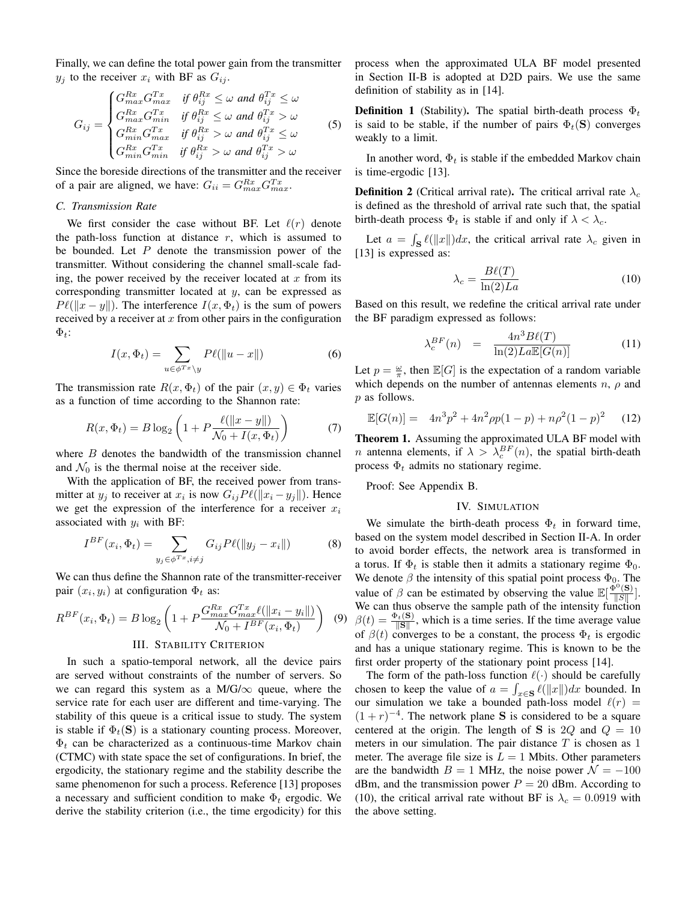Finally, we can define the total power gain from the transmitter $y_j$ to the receiver $x_i$ with BF as $G_{ij}$.

$$
G_{ij} = \begin{cases} G^{Rx}_{max} G^{Tx}_{max} & \text{if } \theta^{Rx}_{ij} \leq \omega \text{ and } \theta^{Tx}_{ij} \leq \omega \\ G^{Rx}_{max} G^{Tx}_{min} & \text{if } \theta^{Rx}_{ij} \leq \omega \text{ and } \theta^{Tx}_{ij} > \omega \\ G^{Rx}_{min} G^{Tx}_{max} & \text{if } \theta^{Rx}_{ij} > \omega \text{ and } \theta^{Tx}_{ij} \leq \omega \\ G^{Rx}_{min} G^{Tx}_{min} & \text{if } \theta^{Rx}_{ij} > \omega \text{ and } \theta^{Tx}_{ij} > \omega \end{cases} \tag{5}
$$

Since the boreside directions of the transmitter and the receiver of a pair are aligned, we have: $G_{ii} = G^{Rx}_{max} G^{Tx}_{max}$.

### C. Transmission Rate

We first consider the case without BF. Let $\ell(r)$ denote the path-loss function at distance $r$, which is assumed to be bounded. Let $P$ denote the transmission power of the transmitter. Without considering the channel small-scale fading, the power received by the receiver located at $x$ from its corresponding transmitter located at $y$, can be expressed as $P\ell(\|x - y\|)$. The interference $I(x, \Phi_t)$ is the sum of powers received by a receiver at $x$ from other pairs in the configuration $\Phi_t$:

$$
I(x, \Phi_t) = \sum_{u \in \phi^{Tx} \setminus y} P\ell(\|u - x\|) \tag{6}
$$

The transmission rate $R(x, \Phi_t)$ of the pair $(x, y) \in \Phi_t$ varies as a function of time according to the Shannon rate:

$$
R(x, \Phi_t) = B \log_2 \left( 1 + P \frac{\ell(\|x - y\|)}{\mathcal{N}_0 + I(x, \Phi_t)} \right) \tag{7}
$$

where $B$ denotes the bandwidth of the transmission channel and $\mathcal{N}_0$ is the thermal noise at the receiver side.

With the application of BF, the received power from transmitter at $y_j$ to receiver at $x_i$ is now $G_{ij} P\ell(\|x_i - y_j\|)$. Hence we get the expression of the interference for a receiver $x_i$ associated with $y_i$ with BF:

$$
I^{BF}(x_i, \Phi_t) = \sum_{y_j \in \phi^{Tx}, i \neq j} G_{ij} P\ell(\|y_j - x_i\|) \tag{8}
$$

We can thus define the Shannon rate of the transmitter-receiver pair $(x_i, y_i)$ at configuration $\Phi_t$ as:

$$
R^{BF}(x_i, \Phi_t) = B \log_2 \left( 1 + P \frac{G^{Rx}_{max} G^{Tx}_{max} \ell(\|x_i - y_i\|)}{\mathcal{N}_0 + I^{BF}(x_i, \Phi_t)} \right) \tag{9}
$$

## III. Stability Criterion

In such a spatio-temporal network, all the device pairs are served without constraints of the number of servers. So we can regard this system as a M/G/$\infty$ queue, where the service rate for each user are different and time-varying. The stability of this queue is a critical issue to study. The system is stable if $\Phi_t(\mathbf{S})$ is a stationary counting process. Moreover, $\Phi_t$ can be characterized as a continuous-time Markov chain (CTMC) with state space the set of configurations. In brief, the ergodicity, the stationary regime and the stability describe the same phenomenon for such a process. Reference [13] proposes a necessary and sufficient condition to make $\Phi_t$ ergodic. We derive the stability criterion (i.e., the time ergodicity) for this process when the approximated ULA BF model presented in Section II-B is adopted at D2D pairs. We use the same definition of stability as in [14].

**Definition 1** (Stability)**.** *The spatial birth-death process $\Phi_t$ is said to be stable, if the number of pairs $\Phi_t(\mathbf{S})$ converges weakly to a limit.*

In another word, $\Phi_t$ is stable if the embedded Markov chain is time-ergodic [13].

**Definition 2** (Critical arrival rate)**.** *The critical arrival rate $\lambda_c$ is defined as the threshold of arrival rate such that, the spatial birth-death process $\Phi_t$ is stable if and only if $\lambda < \lambda_c$.*

Let $a = \int_{\mathbf{S}} \ell(\|x\|) dx$, the critical arrival rate $\lambda_c$ given in [13] is expressed as:

$$
\lambda_c = \frac{B\ell(T)}{\ln(2) L a} \tag{10}
$$

Based on this result, we redefine the critical arrival rate under the BF paradigm expressed as follows:

$$
\lambda_c^{BF}(n) = \frac{4n^3 B\ell(T)}{\ln(2) L a \mathbb{E}[G(n)]} \tag{11}
$$

Let $p = \frac{\omega}{\pi}$, then $\mathbb{E}[G]$ is the expectation of a random variable which depends on the number of antennas elements $n$, $\rho$ and $p$ as follows.

$$
\mathbb{E}[G(n)] = 4n^3 p^2 + 4n^2 \rho p(1 - p) + n\rho^2 (1 - p)^2 \tag{12}
$$

**Theorem 1.** *Assuming the approximated ULA BF model with $n$ antenna elements, if $\lambda > \lambda_c^{BF}(n)$, the spatial birth-death process $\Phi_t$ admits no stationary regime.*

Proof: See Appendix B.

## IV. Simulation

We simulate the birth-death process $\Phi_t$ in forward time, based on the system model described in Section II-A. In order to avoid border effects, the network area is transformed in a torus. If $\Phi_t$ is stable then it admits a stationary regime $\Phi_0$. We denote $\beta$ the intensity of this spatial point process $\Phi_0$. The value of $\beta$ can be estimated by observing the value $\mathbb{E}[\frac{\Phi^0(\mathbf{S})}{\|S\|}]$. We can thus observe the sample path of the intensity function $\beta(t) = \frac{\Phi_t(\mathbf{S})}{\|\mathbf{S}\|}$, which is a time series. If the time average value of $\beta(t)$ converges to be a constant, the process $\Phi_t$ is ergodic and has a unique stationary regime. This is known to be the first order property of the stationary point process [14].

The form of the path-loss function $\ell(\cdot)$ should be carefully chosen to keep the value of $a = \int_{x \in \mathbf{S}} \ell(\|x\|) dx$ bounded. In our simulation we take a bounded path-loss model $\ell(r) = (1 + r)^{-4}$. The network plane $\mathbf{S}$ is considered to be a square centered at the origin. The length of $\mathbf{S}$ is $2Q$ and $Q = 10$ meters in our simulation. The pair distance $T$ is chosen as 1 meter. The average file size is $L = 1$ Mbits. Other parameters are the bandwidth $B = 1$ MHz, the noise power $\mathcal{N} = -100$ dBm, and the transmission power $P = 20$ dBm. According to (10), the critical arrival rate without BF is $\lambda_c = 0.0919$ with the above setting.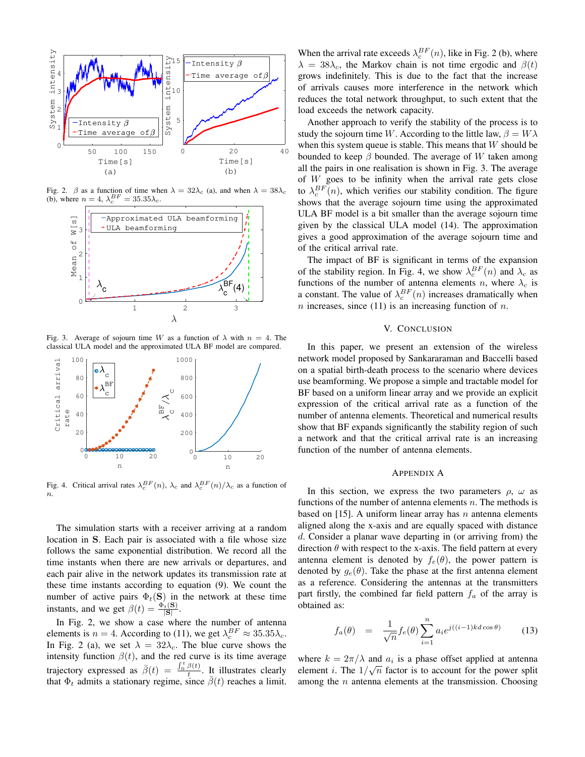Fig. 2. $\beta$ as a function of time when $\lambda = 32\lambda_c$ (a), and when $\lambda = 38\lambda_c$ (b), where $n = 4$, $\lambda_c^{BF} = 35.35\lambda_c$.

Fig. 3. Average of sojourn time $W$ as a function of $\lambda$ with $n = 4$. The classical ULA model and the approximated ULA BF model are compared.

Fig. 4. Critical arrival rates $\lambda_c^{BF}(n)$, $\lambda_c$ and $\lambda_c^{BF}(n)/\lambda_c$ as a function of $n$.

The simulation starts with a receiver arriving at a random location in $\mathbf{S}$. Each pair is associated with a file whose size follows the same exponential distribution. We record all the time instants when there are new arrivals or departures, and each pair alive in the network updates its transmission rate at these time instants according to equation (9). We count the number of active pairs $\Phi_t(\mathbf{S})$ in the network at these time instants, and we get $\beta(t) = \frac{\Phi_t(\mathbf{S})}{|\mathbf{S}|}$.

In Fig. 2, we show a case where the number of antenna elements is $n = 4$. According to (11), we get $\lambda_c^{BF} \approx 35.35\lambda_c$. In Fig. 2 (a), we set $\lambda = 32\lambda_c$. The blue curve shows the intensity function $\beta(t)$, and the red curve is its time average trajectory expressed as $\bar{\beta}(t) = \frac{\int_0^t \beta(t)}{t}$. It illustrates clearly that $\Phi_t$ admits a stationary regime, since $\bar{\beta}(t)$ reaches a limit. When the arrival rate exceeds $\lambda_c^{BF}(n)$, like in Fig. 2 (b), where $\lambda = 38\lambda_c$, the Markov chain is not time ergodic and $\beta(t)$ grows indefinitely. This is due to the fact that the increase of arrivals causes more interference in the network which reduces the total network throughput, to such extent that the load exceeds the network capacity.

Another approach to verify the stability of the process is to study the sojourn time $W$. According to the little law, $\beta = W\lambda$ when this system queue is stable. This means that $W$ should be bounded to keep $\beta$ bounded. The average of $W$ taken among all the pairs in one realisation is shown in Fig. 3. The average of $W$ goes to be infinity when the arrival rate gets close to $\lambda_c^{BF}(n)$, which verifies our stability condition. The figure shows that the average sojourn time using the approximated ULA BF model is a bit smaller than the average sojourn time given by the classical ULA model (14). The approximation gives a good approximation of the average sojourn time and of the critical arrival rate.

The impact of BF is significant in terms of the expansion of the stability region. In Fig. 4, we show $\lambda_c^{BF}(n)$ and $\lambda_c$ as functions of the number of antenna elements $n$, where $\lambda_c$ is a constant. The value of $\lambda_c^{BF}(n)$ increases dramatically when $n$ increases, since (11) is an increasing function of $n$.

## V. Conclusion

In this paper, we present an extension of the wireless network model proposed by Sankararaman and Baccelli based on a spatial birth-death process to the scenario where devices use beamforming. We propose a simple and tractable model for BF based on a uniform linear array and we provide an explicit expression of the critical arrival rate as a function of the number of antenna elements. Theoretical and numerical results show that BF expands significantly the stability region of such a network and that the critical arrival rate is an increasing function of the number of antenna elements.

## Appendix A

In this section, we express the two parameters $\rho$, $\omega$ as functions of the number of antenna elements $n$. The methods is based on [15]. A uniform linear array has $n$ antenna elements aligned along the x-axis and are equally spaced with distance $d$. Consider a planar wave departing in (or arriving from) the direction $\theta$ with respect to the x-axis. The field pattern at every antenna element is denoted by $f_e(\theta)$, the power pattern is denoted by $g_e(\theta)$. Take the phase at the first antenna element as a reference. Considering the antennas at the transmitters part firstly, the combined far field pattern $f_a$ of the array is obtained as:

$$f_a(\theta) \quad = \quad \frac{1}{\sqrt{n}} f_e(\theta) \sum_{i=1}^{n} a_i e^{j((i-1)kd\cos\theta)} \tag{13}$$

where $k = 2\pi/\lambda$ and $a_i$ is a phase offset applied at antenna element $i$. The $1/\sqrt{n}$ factor is to account for the power split among the $n$ antenna elements at the transmission. Choosing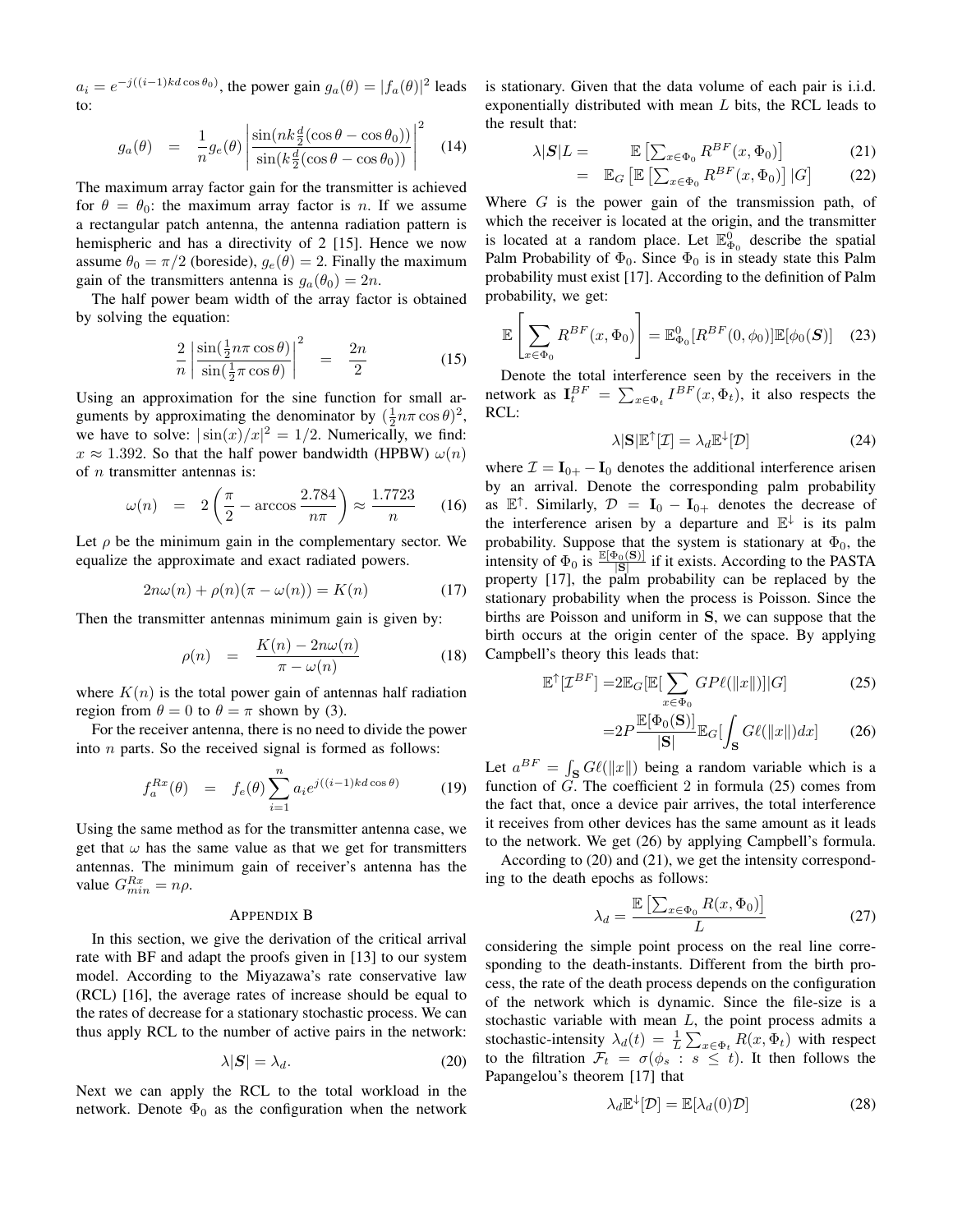$a_i = e^{-j((i-1)kd\cos\theta_0)}$, the power gain $g_a(\theta) = |f_a(\theta)|^2$ leads to:

$$g_a(\theta) = \frac{1}{n} g_e(\theta) \left| \frac{\sin(nk\frac{d}{2}(\cos\theta - \cos\theta_0))}{\sin(k\frac{d}{2}(\cos\theta - \cos\theta_0))} \right|^2 \quad (14)$$

The maximum array factor gain for the transmitter is achieved for $\theta = \theta_0$: the maximum array factor is $n$. If we assume a rectangular patch antenna, the antenna radiation pattern is hemispheric and has a directivity of 2 [15]. Hence we now assume $\theta_0 = \pi/2$ (boreside), $g_e(\theta) = 2$. Finally the maximum gain of the transmitters antenna is $g_a(\theta_0) = 2n$.

The half power beam width of the array factor is obtained by solving the equation:

$$\frac{2}{n} \left| \frac{\sin(\frac{1}{2}n\pi\cos\theta)}{\sin(\frac{1}{2}\pi\cos\theta)} \right|^2 = \frac{2n}{2} \quad (15)$$

Using an approximation for the sine function for small arguments by approximating the denominator by $(\frac{1}{2}n\pi\cos\theta)^2$, we have to solve: $|\sin(x)/x|^2 = 1/2$. Numerically, we find: $x \approx 1.392$. So that the half power bandwidth (HPBW) $\omega(n)$ of $n$ transmitter antennas is:

$$\omega(n) = 2\left(\frac{\pi}{2} - \arccos\frac{2.784}{n\pi}\right) \approx \frac{1.7723}{n} \quad (16)$$

Let $\rho$ be the minimum gain in the complementary sector. We equalize the approximate and exact radiated powers.

$$2n\omega(n) + \rho(n)(\pi - \omega(n)) = K(n) \quad (17)$$

Then the transmitter antennas minimum gain is given by:

$$\rho(n) = \frac{K(n) - 2n\omega(n)}{\pi - \omega(n)} \quad (18)$$

where $K(n)$ is the total power gain of antennas half radiation region from $\theta = 0$ to $\theta = \pi$ shown by (3).

For the receiver antenna, there is no need to divide the power into $n$ parts. So the received signal is formed as follows:

$$f_a^{Rx}(\theta) = f_e(\theta) \sum_{i=1}^{n} a_i e^{j((i-1)kd\cos\theta)} \quad (19)$$

Using the same method as for the transmitter antenna case, we get that $\omega$ has the same value as that we get for transmitters antennas. The minimum gain of receiver's antenna has the value $G_{min}^{Rx} = n\rho$.

## Appendix B

In this section, we give the derivation of the critical arrival rate with BF and adapt the proofs given in [13] to our system model. According to the Miyazawa's rate conservative law (RCL) [16], the average rates of increase should be equal to the rates of decrease for a stationary stochastic process. We can thus apply RCL to the number of active pairs in the network:

$$\lambda|\boldsymbol{S}| = \lambda_d. \quad (20)$$

Next we can apply the RCL to the total workload in the network. Denote $\Phi_0$ as the configuration when the network is stationary. Given that the data volume of each pair is i.i.d. exponentially distributed with mean $L$ bits, the RCL leads to the result that:

$$\lambda|\boldsymbol{S}|L = \mathbb{E}\left[\textstyle\sum_{x\in\Phi_0} R^{BF}(x,\Phi_0)\right] \quad (21)$$

$$= \mathbb{E}_G\left[\mathbb{E}\left[\textstyle\sum_{x\in\Phi_0} R^{BF}(x,\Phi_0)\right]|G\right] \quad (22)$$

Where $G$ is the power gain of the transmission path, of which the receiver is located at the origin, and the transmitter is located at a random place. Let $\mathbb{E}_{\Phi_0}^0$ describe the spatial Palm Probability of $\Phi_0$. Since $\Phi_0$ is in steady state this Palm probability must exist [17]. According to the definition of Palm probability, we get:

$$\mathbb{E}\left[\sum_{x\in\Phi_0} R^{BF}(x,\Phi_0)\right] = \mathbb{E}_{\Phi_0}^0[R^{BF}(0,\phi_0)]\mathbb{E}[\phi_0(\boldsymbol{S})] \quad (23)$$

Denote the total interference seen by the receivers in the network as $\mathbf{I}_t^{BF} = \sum_{x\in\Phi_t} I^{BF}(x,\Phi_t)$, it also respects the RCL:

$$\lambda|\mathbf{S}|\mathbb{E}^{\uparrow}[\mathcal{I}] = \lambda_d\mathbb{E}^{\downarrow}[\mathcal{D}] \quad (24)$$

where $\mathcal{I} = \mathbf{I}_{0+} - \mathbf{I}_0$ denotes the additional interference arisen by an arrival. Denote the corresponding palm probability as $\mathbb{E}^{\uparrow}$. Similarly, $\mathcal{D} = \mathbf{I}_0 - \mathbf{I}_{0+}$ denotes the decrease of the interference arisen by a departure and $\mathbb{E}^{\downarrow}$ is its palm probability. Suppose that the system is stationary at $\Phi_0$, the intensity of $\Phi_0$ is $\frac{\mathbb{E}[\Phi_0(\mathbf{S})]}{|\mathbf{S}|}$ if it exists. According to the PASTA property [17], the palm probability can be replaced by the stationary probability when the process is Poisson. Since the births are Poisson and uniform in $\mathbf{S}$, we can suppose that the birth occurs at the origin center of the space. By applying Campbell's theory this leads that:

$$\mathbb{E}^{\uparrow}[\mathcal{I}^{BF}] = 2\mathbb{E}_G[\mathbb{E}[\sum_{x\in\Phi_0} GP\ell(\|x\|)]|G] \quad (25)$$

$$= 2P\frac{\mathbb{E}[\Phi_0(\mathbf{S})]}{|\mathbf{S}|}\mathbb{E}_G[\int_{\mathbf{S}} G\ell(\|x\|)dx] \quad (26)$$

Let $a^{BF} = \int_{\mathbf{S}} G\ell(\|x\|)$ being a random variable which is a function of $G$. The coefficient 2 in formula (25) comes from the fact that, once a device pair arrives, the total interference it receives from other devices has the same amount as it leads to the network. We get (26) by applying Campbell's formula.

According to (20) and (21), we get the intensity corresponding to the death epochs as follows:

$$\lambda_d = \frac{\mathbb{E}\left[\sum_{x\in\Phi_0} R(x,\Phi_0)\right]}{L} \quad (27)$$

considering the simple point process on the real line corresponding to the death-instants. Different from the birth process, the rate of the death process depends on the configuration of the network which is dynamic. Since the file-size is a stochastic variable with mean $L$, the point process admits a stochastic-intensity $\lambda_d(t) = \frac{1}{L}\sum_{x\in\Phi_t} R(x,\Phi_t)$ with respect to the filtration $\mathcal{F}_t = \sigma(\phi_s : s \leq t)$. It then follows the Papangelou's theorem [17] that

$$\lambda_d\mathbb{E}^{\downarrow}[\mathcal{D}] = \mathbb{E}[\lambda_d(0)\mathcal{D}] \quad (28)$$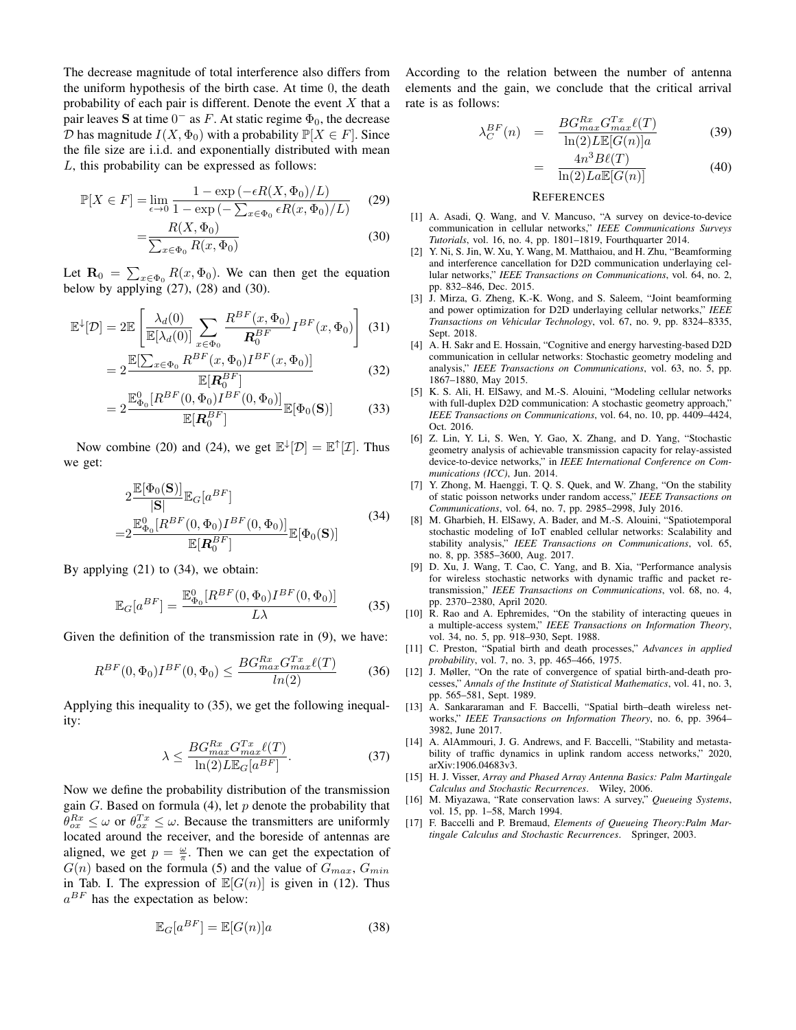The decrease magnitude of total interference also differs from the uniform hypothesis of the birth case. At time 0, the death probability of each pair is different. Denote the event $X$ that a pair leaves $\mathbf{S}$ at time $0^-$ as $F$. At static regime $\Phi_0$, the decrease $\mathcal{D}$ has magnitude $I(X, \Phi_0)$ with a probability $\mathbb{P}[X \in F]$. Since the file size are i.i.d. and exponentially distributed with mean $L$, this probability can be expressed as follows:

$$\mathbb{P}[X \in F] = \lim_{\epsilon \to 0} \frac{1 - \exp\left(-\epsilon R(X, \Phi_0)/L\right)}{1 - \exp\left(-\sum_{x\in\Phi_0} \epsilon R(x, \Phi_0)/L\right)} \quad (29)$$

$$= \frac{R(X, \Phi_0)}{\sum_{x\in\Phi_0} R(x, \Phi_0)} \quad (30)$$

Let $\mathbf{R}_0 = \sum_{x\in\Phi_0} R(x, \Phi_0)$. We can then get the equation below by applying (27), (28) and (30).

$$\mathbb{E}^{\downarrow}[\mathcal{D}] = 2\mathbb{E}\left[\frac{\lambda_d(0)}{\mathbb{E}[\lambda_d(0)]} \sum_{x\in\Phi_0} \frac{R^{BF}(x, \Phi_0)}{\boldsymbol{R}_0^{BF}} I^{BF}(x, \Phi_0)\right] \quad (31)$$

$$= 2\frac{\mathbb{E}[\sum_{x\in\Phi_0} R^{BF}(x, \Phi_0) I^{BF}(x, \Phi_0)]}{\mathbb{E}[\boldsymbol{R}_0^{BF}]} \quad (32)$$

$$= 2\frac{\mathbb{E}^0_{\Phi_0}[R^{BF}(0, \Phi_0) I^{BF}(0, \Phi_0)]}{\mathbb{E}[\boldsymbol{R}_0^{BF}]}\mathbb{E}[\Phi_0(\mathbf{S})] \quad (33)$$

Now combine (20) and (24), we get $\mathbb{E}^{\downarrow}[\mathcal{D}] = \mathbb{E}^{\uparrow}[\mathcal{I}]$. Thus we get:

$$\begin{aligned} &2\frac{\mathbb{E}[\Phi_0(\mathbf{S})]}{|\mathbf{S}|}\mathbb{E}_G[a^{BF}] \\ =&2\frac{\mathbb{E}^0_{\Phi_0}[R^{BF}(0, \Phi_0) I^{BF}(0, \Phi_0)]}{\mathbb{E}[\boldsymbol{R}_0^{BF}]}\mathbb{E}[\Phi_0(\mathbf{S})] \end{aligned} \quad (34)$$

By applying (21) to (34), we obtain:

$$\mathbb{E}_G[a^{BF}] = \frac{\mathbb{E}^0_{\Phi_0}[R^{BF}(0, \Phi_0) I^{BF}(0, \Phi_0)]}{L\lambda} \quad (35)$$

Given the definition of the transmission rate in (9), we have:

$$R^{BF}(0, \Phi_0) I^{BF}(0, \Phi_0) \leq \frac{BG^{Rx}_{max} G^{Tx}_{max} \ell(T)}{ln(2)} \quad (36)$$

Applying this inequality to (35), we get the following inequality:

$$\lambda \leq \frac{BG^{Rx}_{max} G^{Tx}_{max} \ell(T)}{\ln(2) L \mathbb{E}_G[a^{BF}]}. \quad (37)$$

Now we define the probability distribution of the transmission gain $G$. Based on formula (4), let $p$ denote the probability that $\theta^{Rx}_{ox} \leq \omega$ or $\theta^{Tx}_{ox} \leq \omega$. Because the transmitters are uniformly located around the receiver, and the boreside of antennas are aligned, we get $p = \frac{\omega}{\pi}$. Then we can get the expectation of $G(n)$ based on the formula (5) and the value of $G_{max}$, $G_{min}$ in Tab. I. The expression of $\mathbb{E}[G(n)]$ is given in (12). Thus $a^{BF}$ has the expectation as below:

$$\mathbb{E}_G[a^{BF}] = \mathbb{E}[G(n)]a \quad (38)$$

According to the relation between the number of antenna elements and the gain, we conclude that the critical arrival rate is as follows:

$$\lambda^{BF}_C(n) = \frac{BG^{Rx}_{max} G^{Tx}_{max} \ell(T)}{\ln(2) L \mathbb{E}[G(n)] a} \quad (39)$$

$$= \frac{4n^3 B \ell(T)}{\ln(2) L a \mathbb{E}[G(n)]} \quad (40)$$

## References

[1] A. Asadi, Q. Wang, and V. Mancuso, "A survey on device-to-device communication in cellular networks," *IEEE Communications Surveys Tutorials*, vol. 16, no. 4, pp. 1801–1819, Fourthquarter 2014.

[2] Y. Ni, S. Jin, W. Xu, Y. Wang, M. Matthaiou, and H. Zhu, "Beamforming and interference cancellation for D2D communication underlaying cellular networks," *IEEE Transactions on Communications*, vol. 64, no. 2, pp. 832–846, Dec. 2015.

[3] J. Mirza, G. Zheng, K.-K. Wong, and S. Saleem, "Joint beamforming and power optimization for D2D underlaying cellular networks," *IEEE Transactions on Vehicular Technology*, vol. 67, no. 9, pp. 8324–8335, Sept. 2018.

[4] A. H. Sakr and E. Hossain, "Cognitive and energy harvesting-based D2D communication in cellular networks: Stochastic geometry modeling and analysis," *IEEE Transactions on Communications*, vol. 63, no. 5, pp. 1867–1880, May 2015.

[5] K. S. Ali, H. ElSawy, and M.-S. Alouini, "Modeling cellular networks with full-duplex D2D communication: A stochastic geometry approach," *IEEE Transactions on Communications*, vol. 64, no. 10, pp. 4409–4424, Oct. 2016.

[6] Z. Lin, Y. Li, S. Wen, Y. Gao, X. Zhang, and D. Yang, "Stochastic geometry analysis of achievable transmission capacity for relay-assisted device-to-device networks," in *IEEE International Conference on Communications (ICC)*, Jun. 2014.

[7] Y. Zhong, M. Haenggi, T. Q. S. Quek, and W. Zhang, "On the stability of static poisson networks under random access," *IEEE Transactions on Communications*, vol. 64, no. 7, pp. 2985–2998, July 2016.

[8] M. Gharbieh, H. ElSawy, A. Bader, and M.-S. Alouini, "Spatiotemporal stochastic modeling of IoT enabled cellular networks: Scalability and stability analysis," *IEEE Transactions on Communications*, vol. 65, no. 8, pp. 3585–3600, Aug. 2017.

[9] D. Xu, J. Wang, T. Cao, C. Yang, and B. Xia, "Performance analysis for wireless stochastic networks with dynamic traffic and packet retransmission," *IEEE Transactions on Communications*, vol. 68, no. 4, pp. 2370–2380, April 2020.

[10] R. Rao and A. Ephremides, "On the stability of interacting queues in a multiple-access system," *IEEE Transactions on Information Theory*, vol. 34, no. 5, pp. 918–930, Sept. 1988.

[11] C. Preston, "Spatial birth and death processes," *Advances in applied probability*, vol. 7, no. 3, pp. 465–466, 1975.

[12] J. Møller, "On the rate of convergence of spatial birth-and-death processes," *Annals of the Institute of Statistical Mathematics*, vol. 41, no. 3, pp. 565–581, Sept. 1989.

[13] A. Sankararaman and F. Baccelli, "Spatial birth–death wireless networks," *IEEE Transactions on Information Theory*, no. 6, pp. 3964–3982, June 2017.

[14] A. AlAmmouri, J. G. Andrews, and F. Baccelli, "Stability and metastability of traffic dynamics in uplink random access networks," 2020, arXiv:1906.04683v3.

[15] H. J. Visser, *Array and Phased Array Antenna Basics: Palm Martingale Calculus and Stochastic Recurrences*. Wiley, 2006.

[16] M. Miyazawa, "Rate conservation laws: A survey," *Queueing Systems*, vol. 15, pp. 1–58, March 1994.

[17] F. Baccelli and P. Bremaud, *Elements of Queueing Theory:Palm Martingale Calculus and Stochastic Recurrences*. Springer, 2003.